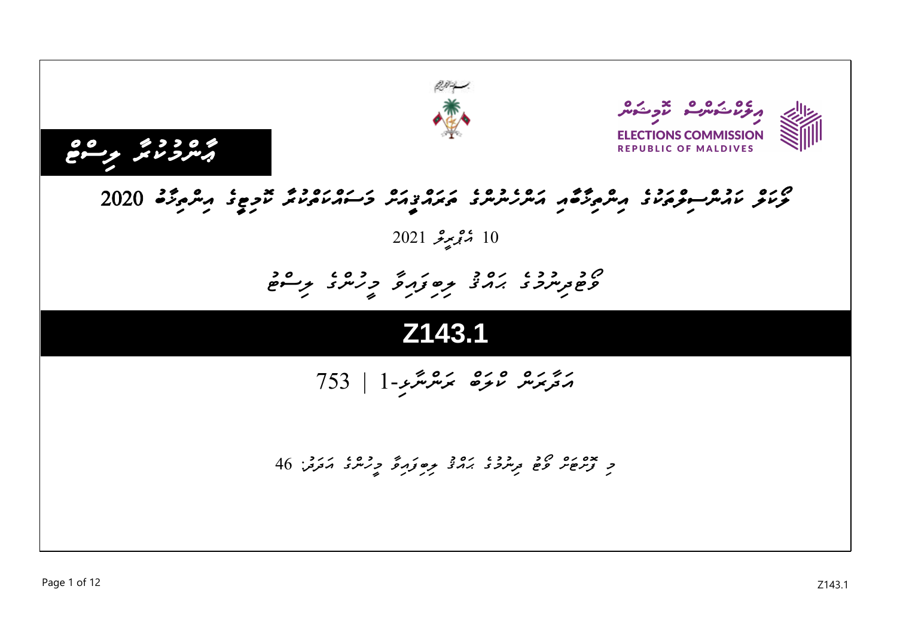އިންތިޚާބާއި ބެހޭ ކޮމިޝަން

ELECTIONS COMMISSION
REPUBLIC OF MALDIVES

އާންމުކުރާ ލިސްޓު

# ލޯކަލް ކައުންސިލްތަކުގެ އިންތިޚާބާއި އަންހެނުންގެ ތަރައްޤީއަށް މަސައްކަތްކުރާ ކޮމިޓީގެ އިންތިޚާބު 2020

10 އޭޕްރިލް 2021

## ވޯޓުދިނުމުގެ ҳައްޤު ލިބިފައިވާ މީހުންގެ ލިސްޓު

# Z143.1

އަޑުހަރުގަ ހޯރަފުށި-1 | 753

މި ލިސްޓުގައި ވޯޓު ދިނުމުގެ ҳައްޤު ލިބިފައިވާ މީހުންގެ އަދަދު: 46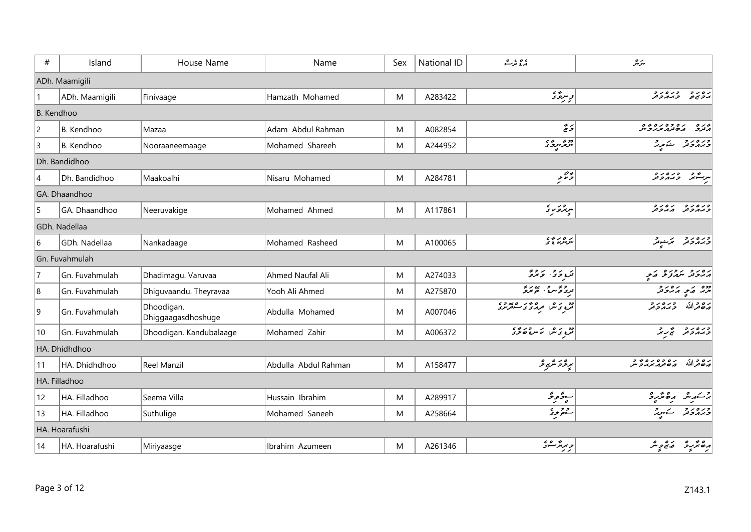| # | Island | House Name | Name | Sex | National ID | ގެއުގެ ނަން | ނަން |
|---|---|---|---|---|---|---|---|
| ADh. Maamigili | | | | | | | |
| 1 | ADh. Maamigili | Finivaage | Hamzath Mohamed | M | A283422 | ފިނިވާގެ | ހަމްޒަތު މުހައްމަދު |
| B. Kendhoo | | | | | | | |
| 2 | B. Kendhoo | Mazaa | Adam Abdul Rahman | M | A082854 | މަޒާ | އާދަމް އަބްދުއްރަޙްމާން |
| 3 | B. Kendhoo | Nooraaneemaage | Mohamed Shareeh | M | A244952 | ނޫރާނީމާގެ | މުހައްމަދު ޝަރީހު |
| Dh. Bandidhoo | | | | | | | |
| 4 | Dh. Bandidhoo | Maakoalhi | Nisaru Mohamed | M | A284781 | މާކޮޅި | ނިސާރު މުހައްމަދު |
| GA. Dhaandhoo | | | | | | | |
| 5 | GA. Dhaandhoo | Neeruvakige | Mohamed Ahmed | M | A117861 | ނީރުވަކިގެ | މުހައްމަދު އަހްމަދު |
| GDh. Nadellaa | | | | | | | |
| 6 | GDh. Nadellaa | Nankadaage | Mohamed Rasheed | M | A100065 | ނަންކަޑާގެ | މުހައްމަދު ރަޝީދު |
| Gn. Fuvahmulah | | | | | | | |
| 7 | Gn. Fuvahmulah | Dhadimagu. Varuvaa | Ahmed Naufal Ali | M | A274033 | ދަދިމަގު. ވަރުވާ | އަހްމަދު ނައުފަލް ޢަލީ |
| 8 | Gn. Fuvahmulah | Dhiguvaandu. Theyravaa | Yooh Ali Ahmed | M | A275870 | ދިގުވާނޑު. ތޭރަވާ | ޔޫހް ޢަލީ އަހްމަދު |
| 9 | Gn. Fuvahmulah | Dhoodigan. Dhiggaagasdhoshuge | Abdulla Mohamed | M | A007046 | ދޫޑިގަން. ދިއްގާގަސްދޮށުގެ | އަބްދުﷲ މުހައްމަދު |
| 10 | Gn. Fuvahmulah | Dhoodigan. Kandubalaage | Mohamed Zahir | M | A006372 | ދޫޑިގަން. ކަނޑުބަލާގެ | މުހައްމަދު ޒާހިރު |
| HA. Dhidhdhoo | | | | | | | |
| 11 | HA. Dhidhdhoo | Reel Manzil | Abdulla Abdul Rahman | M | A158477 | ރީލްމަންޒިލް | އަބްދުﷲ އަބްދުއްރަޙްމާން |
| HA. Filladhoo | | | | | | | |
| 12 | HA. Filladhoo | Seema Villa | Hussain Ibrahim | M | A289917 | ސީމާވިލާ | ހުސައިން އިބްރާހީމް |
| 13 | HA. Filladhoo | Suthulige | Mohamed Saneeh | M | A258664 | ސުތުލިގެ | މުހައްމަދު ސަނީހު |
| HA. Hoarafushi | | | | | | | |
| 14 | HA. Hoarafushi | Miriyaasge | Ibrahim Azumeen | M | A261346 | މިރިޔާސްގެ | އިބްރާހީމް އަޒުމީން |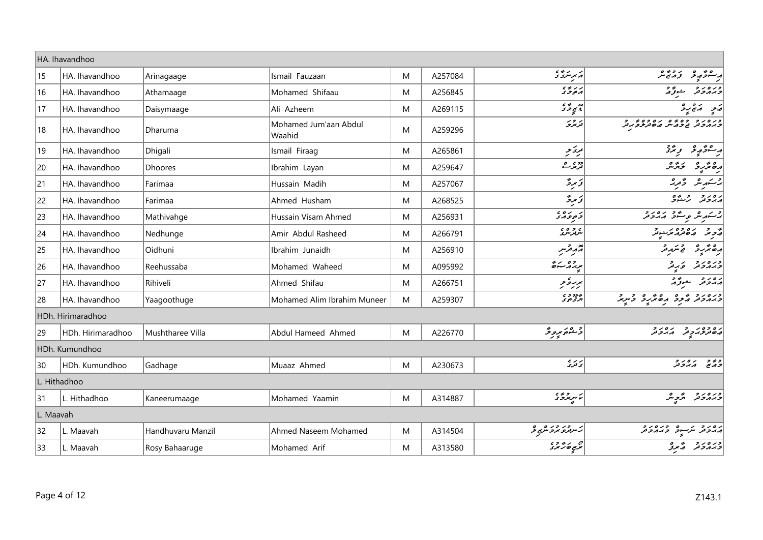| | | | | | | | |
|---|---|---|---|---|---|---|---|
| HA. Ihavandhoo | | | | | | | |
| 15 | HA. Ihavandhoo | Arinagaage | Ismail Fauzaan | M | A257084 | އަރިނަގާގެ | އިސްމާއީލް ފައުޒާން |
| 16 | HA. Ihavandhoo | Athamaage | Mohamed Shifaau | M | A256845 | އަތަމާގެ | މުހައްމަދު ޝިފާއު |
| 17 | HA. Ihavandhoo | Daisymaage | Ali Azheem | M | A269115 | ޑޭޒީމާގެ | އަލީ އަޒްހީމް |
| 18 | HA. Ihavandhoo | Dharuma | Mohamed Jum'aan Abdul Waahid | M | A259296 | ދަރުމަ | މުހައްމަދު ޖުމްއާން އަބްދުލްވާހިދު |
| 19 | HA. Ihavandhoo | Dhigali | Ismail Firaag | M | A265861 | ދިގަލި | އިސްމާއީލް ފިރާގް |
| 20 | HA. Ihavandhoo | Dhoores | Ibrahim Layan | M | A259647 | ދޫރެސް | އިބްރާހީމް ލަޔާން |
| 21 | HA. Ihavandhoo | Farimaa | Hussain Madih | M | A257067 | ފަރިމާ | ހުސައިން މާދިހް |
| 22 | HA. Ihavandhoo | Farimaa | Ahmed Husham | M | A268525 | ފަރިމާ | އަހުމަދު ހުޝާމް |
| 23 | HA. Ihavandhoo | Mathivahge | Hussain Visam Ahmed | M | A256931 | މަތިވައްގެ | ހުސައިން ވިސާމް އަހުމަދު |
| 24 | HA. Ihavandhoo | Nedhunge | Amir Abdul Rasheed | M | A266791 | ނެދުންގެ | އާމިރު އަބްދުއްރަޝީދު |
| 25 | HA. Ihavandhoo | Oidhuni | Ibrahim Junaidh | M | A256910 | އޮއިދުނި | އިބްރާހީމް ޖުނައިދު |
| 26 | HA. Ihavandhoo | Reehussaba | Mohamed Waheed | M | A095992 | ރީހުއްސަބާ | މުހައްމަދު ވަހީދު |
| 27 | HA. Ihavandhoo | Rihiveli | Ahmed Shifau | M | A266751 | ރިހިވެލި | އަހުމަދު ޝިފާއު |
| 28 | HA. Ihavandhoo | Yaagoothuge | Mohamed Alim Ibrahim Muneer | M | A259307 | ޔާގޫތުގެ | މުހައްމަދު އާލިމް އިބްރާހީމް މުނީރު |
| HDh. Hirimaradhoo | | | | | | | |
| 29 | HDh. Hirimaradhoo | Mushtharee Villa | Abdul Hameed Ahmed | M | A226770 | މުޝްތަރީވިލާ | އަބްދުލްހަމީދު އަހުމަދު |
| HDh. Kumundhoo | | | | | | | |
| 30 | HDh. Kumundhoo | Gadhage | Muaaz Ahmed | M | A230673 | ގަދަގެ | މުއާޒު އަހުމަދު |
| L. Hithadhoo | | | | | | | |
| 31 | L. Hithadhoo | Kaneerumaage | Mohamed Yaamin | M | A314887 | ކަނީރުމާގެ | މުހައްމަދު ޔާމިން |
| L. Maavah | | | | | | | |
| 32 | L. Maavah | Handhuvaru Manzil | Ahmed Naseem Mohamed | M | A314504 | ހަނދުވަރުމަންޒިލް | އަހުމަދު ނަސީމް މުހައްމަދު |
| 33 | L. Maavah | Rosy Bahaaruge | Mohamed Arif | M | A313580 | ރޯޒީބަހާރުގެ | މުހައްމަދު އާރިފް |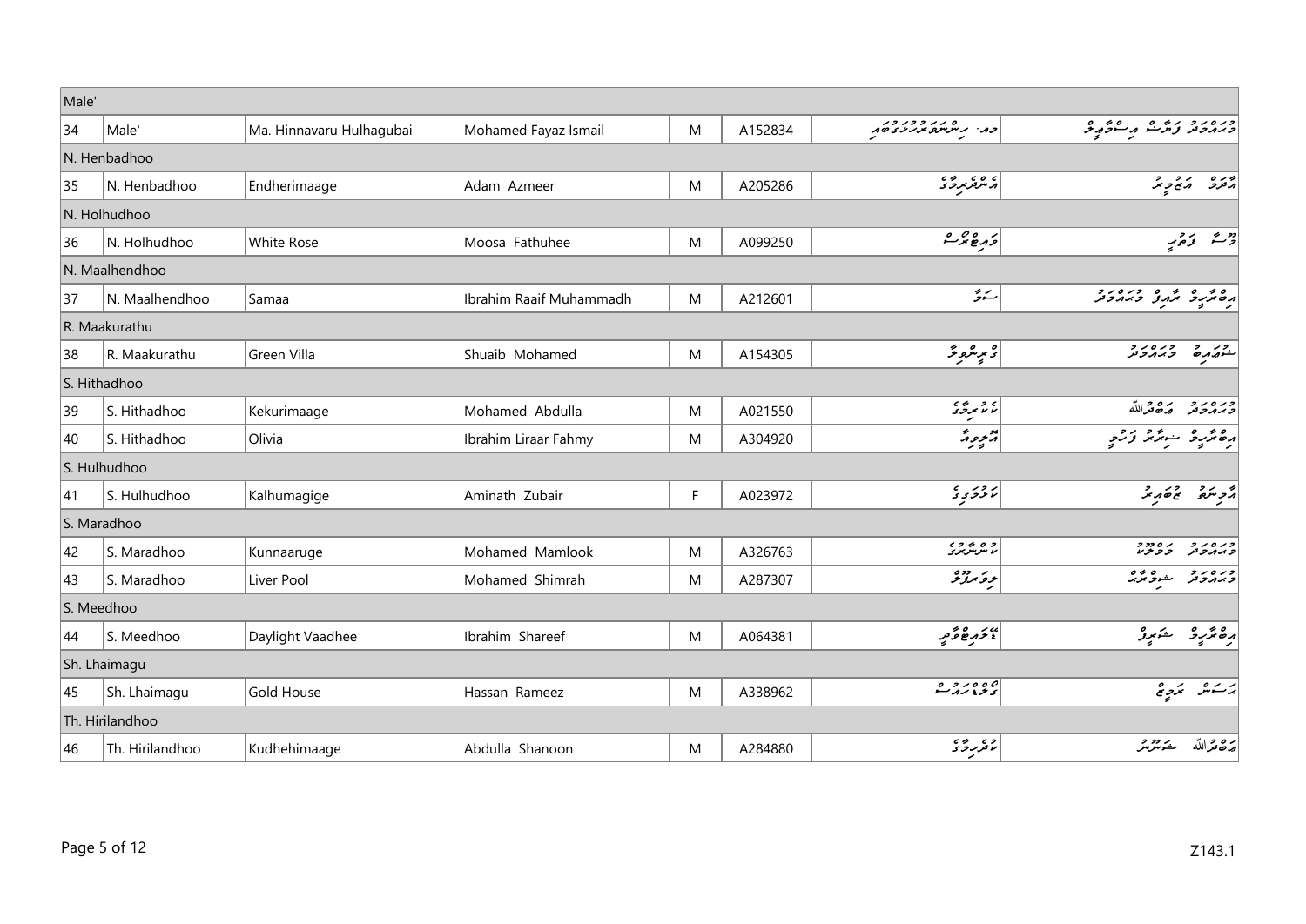| | | | | | | | |
|---|---|---|---|---|---|---|---|
| Male' | | | | | | | |
| 34 | Male' | Ma. Hinnavaru Hulhagubai | Mohamed Fayaz Ismail | M | A152834 | މއ. ހިންނަވަރު ހުޅަގުބައި | މުހައްމަދު ފައްޔާޒް އިސްމާއީލް |
| N. Henbadhoo | | | | | | | |
| 35 | N. Henbadhoo | Endherimaage | Adam Azmeer | M | A205286 | އެންދެރިމާގެ | އާދަމް އަޒްމީރު |
| N. Holhudhoo | | | | | | | |
| 36 | N. Holhudhoo | White Rose | Moosa Fathuhee | M | A099250 | ވައިޓްރޯސް | މޫސާ ފަތުހީ |
| N. Maalhendhoo | | | | | | | |
| 37 | N. Maalhendhoo | Samaa | Ibrahim Raaif Muhammadh | M | A212601 | ސަމާ | އިބްރާހީމް ރާއިފް މުހައްމަދު |
| R. Maakurathu | | | | | | | |
| 38 | R. Maakurathu | Green Villa | Shuaib Mohamed | M | A154305 | ގްރީންވިލާ | ޝުއައިބް މުހައްމަދު |
| S. Hithadhoo | | | | | | | |
| 39 | S. Hithadhoo | Kekurimaage | Mohamed Abdulla | M | A021550 | ކެކުރިމާގެ | މުހައްމަދު އަބްދުﷲ |
| 40 | S. Hithadhoo | Olivia | Ibrahim Liraar Fahmy | M | A304920 | އޮލިވިއާ | އިބްރާހީމް ލިރާރު ފަހުމީ |
| S. Hulhudhoo | | | | | | | |
| 41 | S. Hulhudhoo | Kalhumagige | Aminath Zubair | F | A023972 | ކަޅުމަގިގެ | އާމިނަތު ޒުބައިރު |
| S. Maradhoo | | | | | | | |
| 42 | S. Maradhoo | Kunnaaruge | Mohamed Mamlook | M | A326763 | ކުންނާރުގެ | މުހައްމަދު މަމްލޫކު |
| 43 | S. Maradhoo | Liver Pool | Mohamed Shimrah | M | A287307 | ލިވަރޕޫލް | މުހައްމަދު ޝިމްރާހް |
| S. Meedhoo | | | | | | | |
| 44 | S. Meedhoo | Daylight Vaadhee | Ibrahim Shareef | M | A064381 | ޑޭލައިޓްވާދީ | އިބްރާހީމް ޝަރީފް |
| Sh. Lhaimagu | | | | | | | |
| 45 | Sh. Lhaimagu | Gold House | Hassan Rameez | M | A338962 | ގޯލްޑްހައުސް | ހަސަން ރަމީޒު |
| Th. Hirilandhoo | | | | | | | |
| 46 | Th. Hirilandhoo | Kudhehimaage | Abdulla Shanoon | M | A284880 | ކުދެހިމާގެ | އަބްދުﷲ ޝަނޫނު |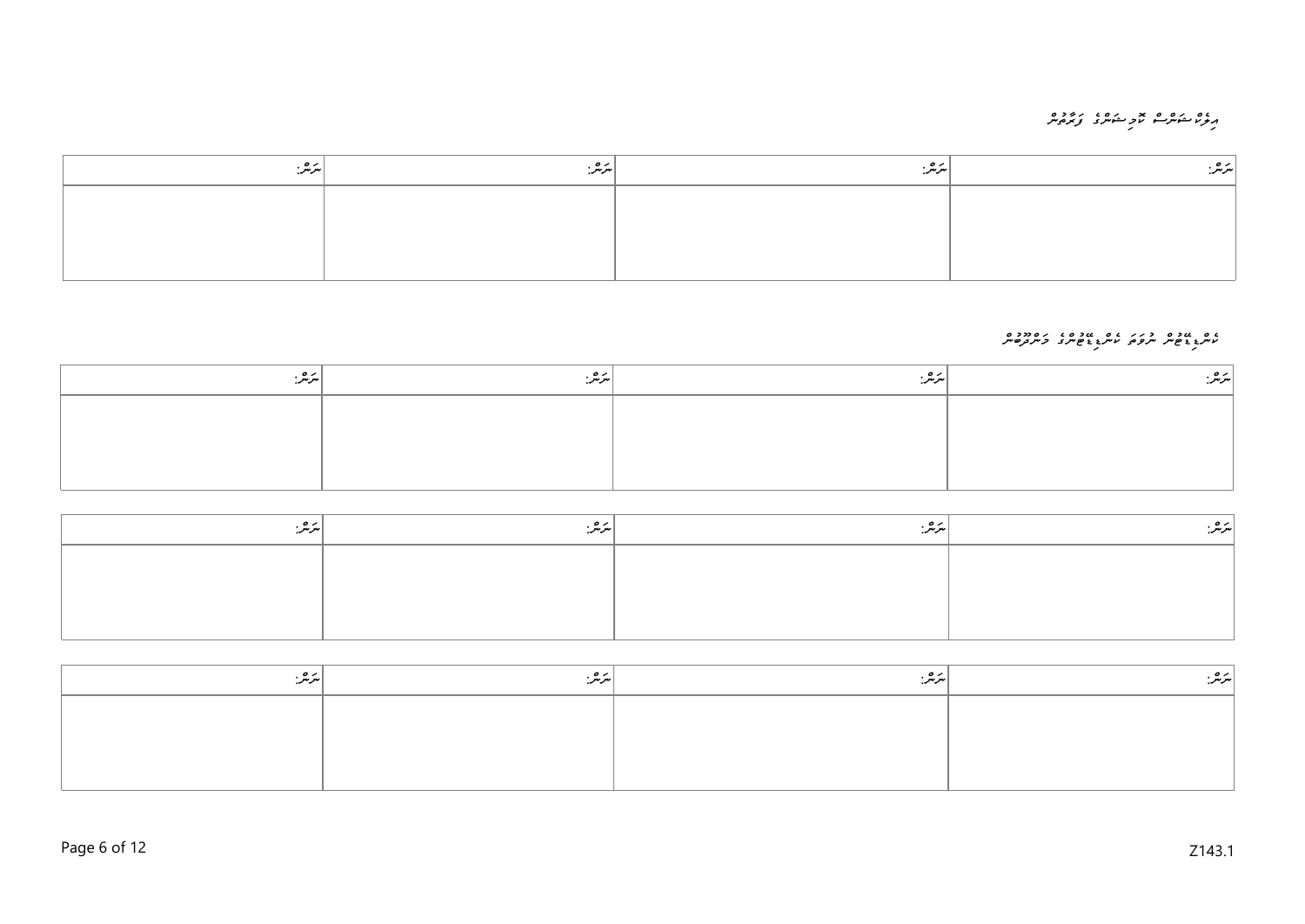# އިވެންޓަންސް ކޮމިޝަންގެ ފަރާތުން

| ނަން: | ނަން: | ނަން: | ނަން: |
|---|---|---|---|
| | | | |

# ކެންޑިޑޭޓުން ނުވަތަ ކެންޑިޑޭޓުންގެ މަންދޫބުން

| ނަން: | ނަން: | ނަން: | ނަން: |
|---|---|---|---|
| | | | |

| ނަން: | ނަން: | ނަން: | ނަން: |
|---|---|---|---|
| | | | |

| ނަން: | ނަން: | ނަން: | ނަން: |
|---|---|---|---|
| | | | |

Z143.1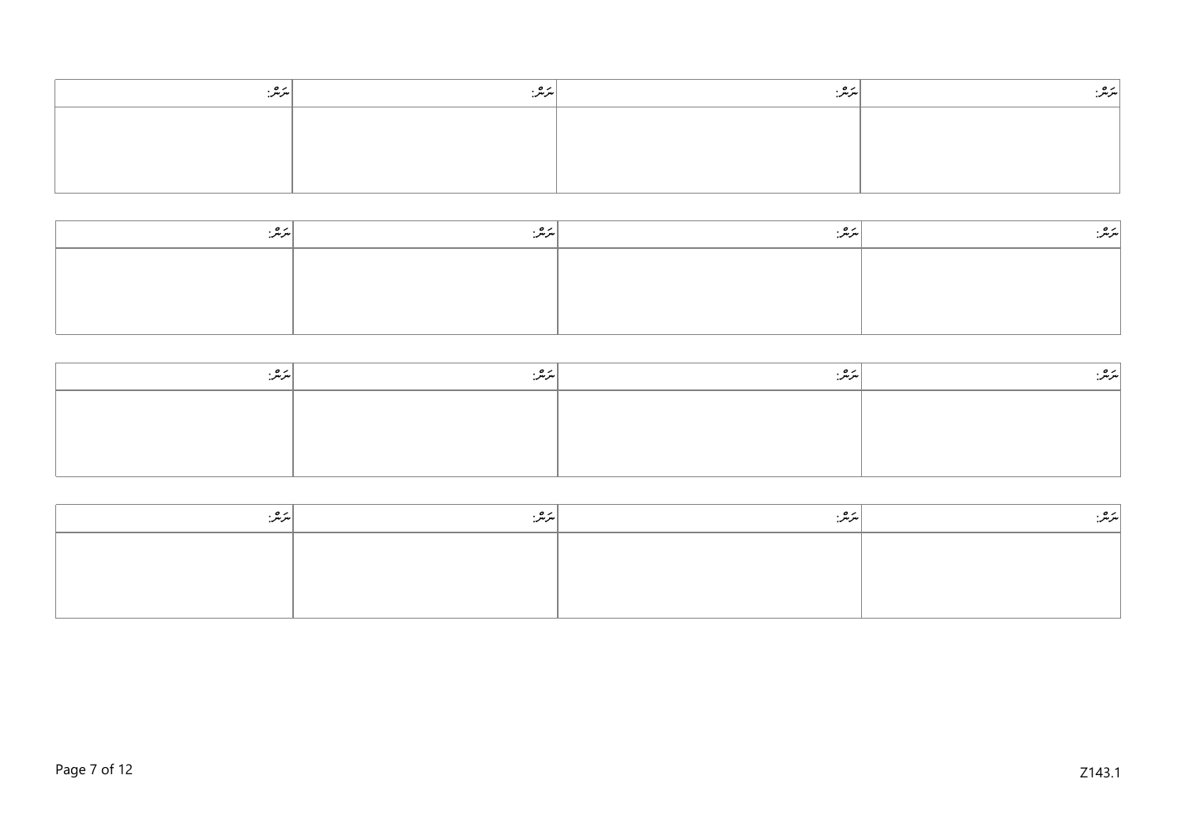| ނަރަށް: | ނަރަށް: | ނަރަށް: | ނަރަށް: |
| --- | --- | --- | --- |
| | | | |

| ނަރަށް: | ނަރަށް: | ނަރަށް: | ނަރަށް: |
| --- | --- | --- | --- |
| | | | |

| ނަރަށް: | ނަރަށް: | ނަރަށް: | ނަރަށް: |
| --- | --- | --- | --- |
| | | | |

| ނަރަށް: | ނަރަށް: | ނަރަށް: | ނަރަށް: |
| --- | --- | --- | --- |
| | | | |

Z143.1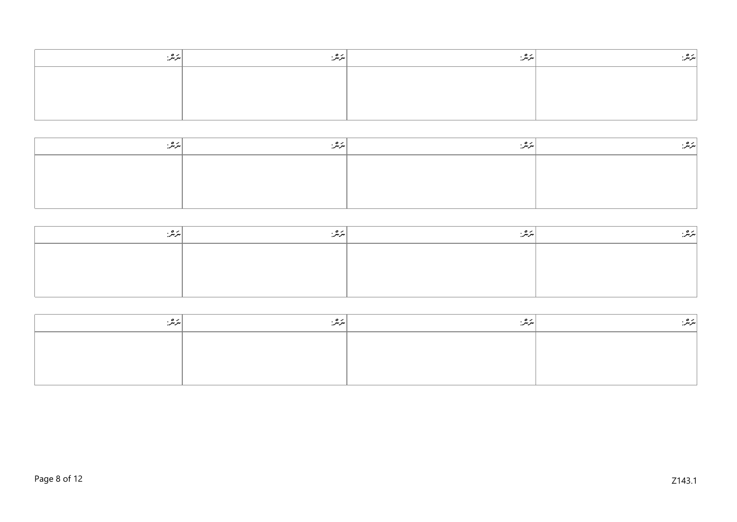| ނަރުދ: | ނަރުދ: | ނަރުދ: | ނަރުދ: |
| --- | --- | --- | --- |
| | | | |

| ނަރުދ: | ނަރުދ: | ނަރުދ: | ނަރުދ: |
| --- | --- | --- | --- |
| | | | |

| ނަރުދ: | ނަރުދ: | ނަރުދ: | ނަރުދ: |
| --- | --- | --- | --- |
| | | | |

| ނަރުދ: | ނަރުދ: | ނަރުދ: | ނަރުދ: |
| --- | --- | --- | --- |
| | | | |

Z143.1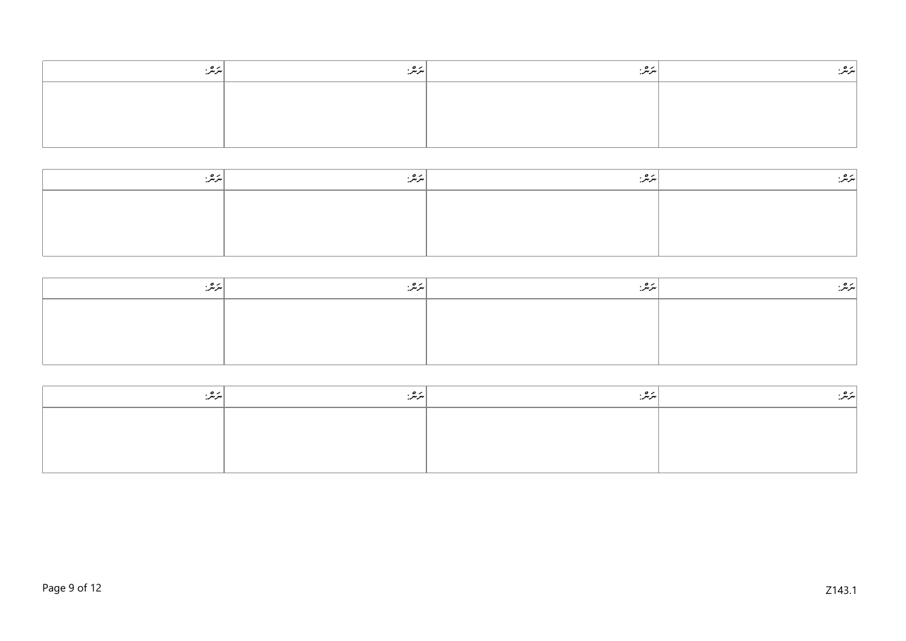| ނަރަދު: | ނަރަދު: | ނަރަދު: | ނަރަދު: |
| --- | --- | --- | --- |
| | | | |

| ނަރަދު: | ނަރަދު: | ނަރަދު: | ނަރަދު: |
| --- | --- | --- | --- |
| | | | |

| ނަރަދު: | ނަރަދު: | ނަރަދު: | ނަރަދު: |
| --- | --- | --- | --- |
| | | | |

| ނަރަދު: | ނަރަދު: | ނަރަދު: | ނަރަދު: |
| --- | --- | --- | --- |
| | | | |

Z143.1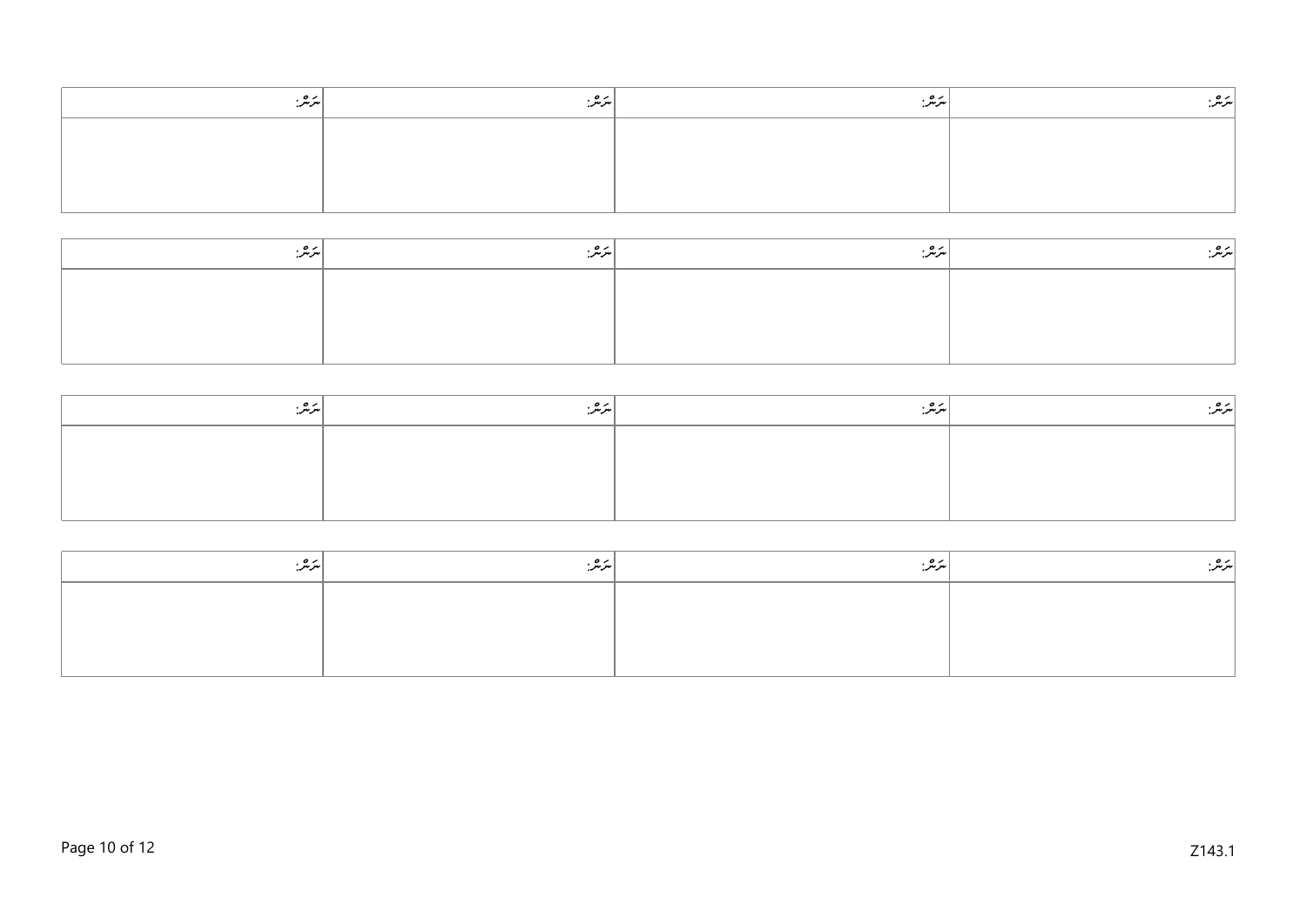| ނަންބަރު: | ނަންބަރު: | ނަންބަރު: | ނަންބަރު: |
|---|---|---|---|
| | | | |

| ނަންބަރު: | ނަންބަރު: | ނަންބަރު: | ނަންބަރު: |
|---|---|---|---|
| | | | |

| ނަންބަރު: | ނަންބަރު: | ނަންބަރު: | ނަންބަރު: |
|---|---|---|---|
| | | | |

| ނަންބަރު: | ނަންބަރު: | ނަންބަރު: | ނަންބަރު: |
|---|---|---|---|
| | | | |

Z143.1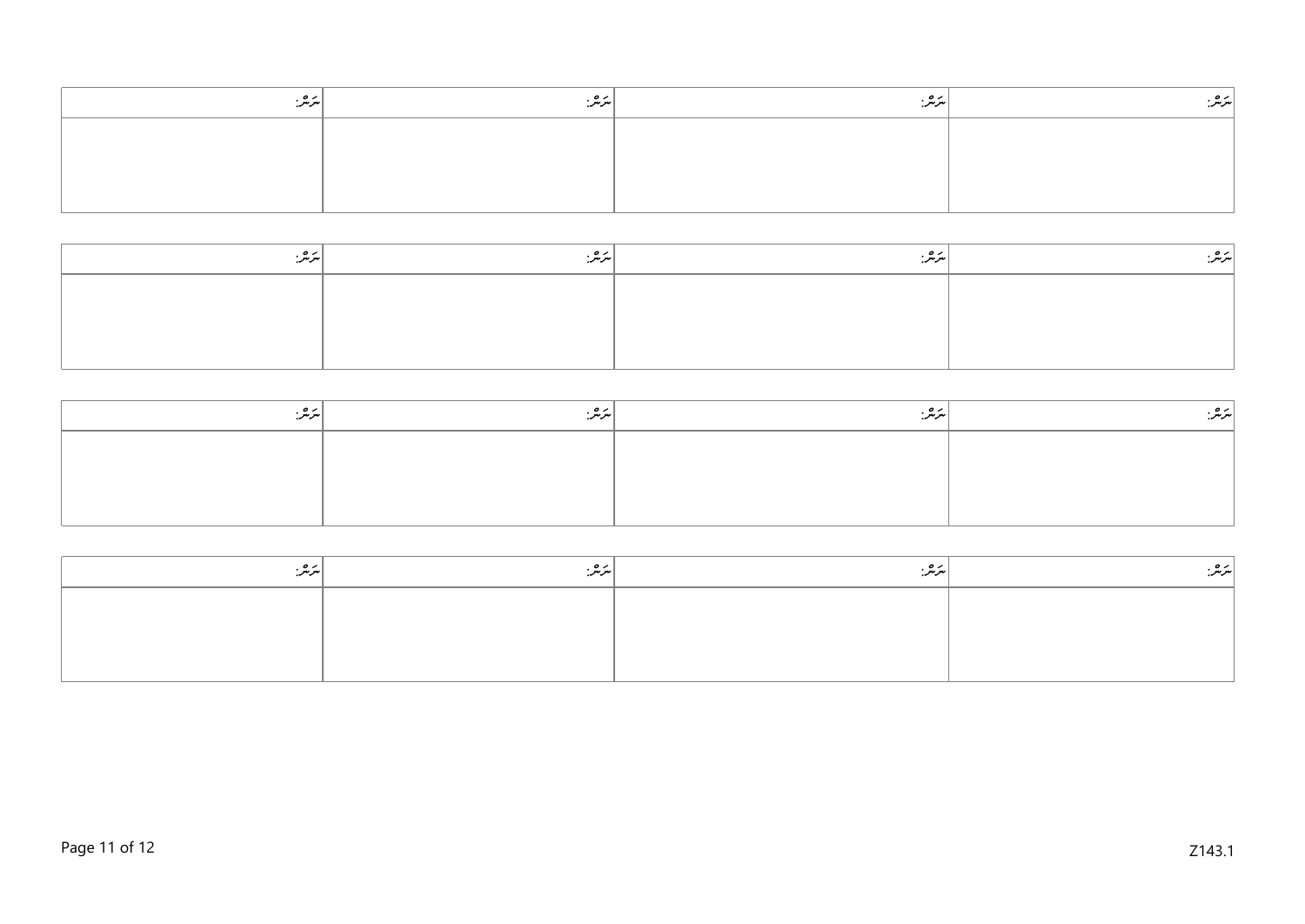| ނަރަދ: | ނަރަދ: | ނަރަދ: | ނަރަދ: |
| --- | --- | --- | --- |
| | | | |

| ނަރަދ: | ނަރަދ: | ނަރަދ: | ނަރަދ: |
| --- | --- | --- | --- |
| | | | |

| ނަރަދ: | ނަރަދ: | ނަރަދ: | ނަރަދ: |
| --- | --- | --- | --- |
| | | | |

| ނަރަދ: | ނަރަދ: | ނަރަދ: | ނަރަދ: |
| --- | --- | --- | --- |
| | | | |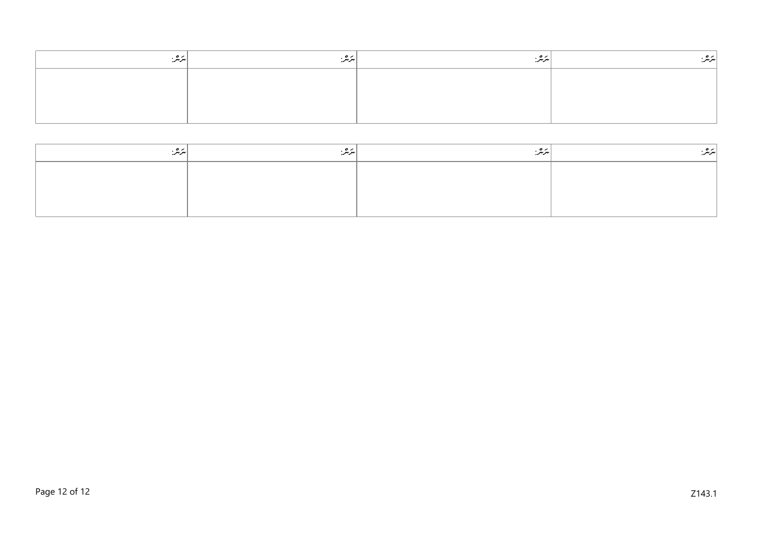| ނަރުދ: | ނަރުދ: | ނަރުދ: | ނަރުދ: |
| --- | --- | --- | --- |
| | | | |

| ނަރުދ: | ނަރުދ: | ނަރުދ: | ނަރުދ: |
| --- | --- | --- | --- |
| | | | |

Z143.1